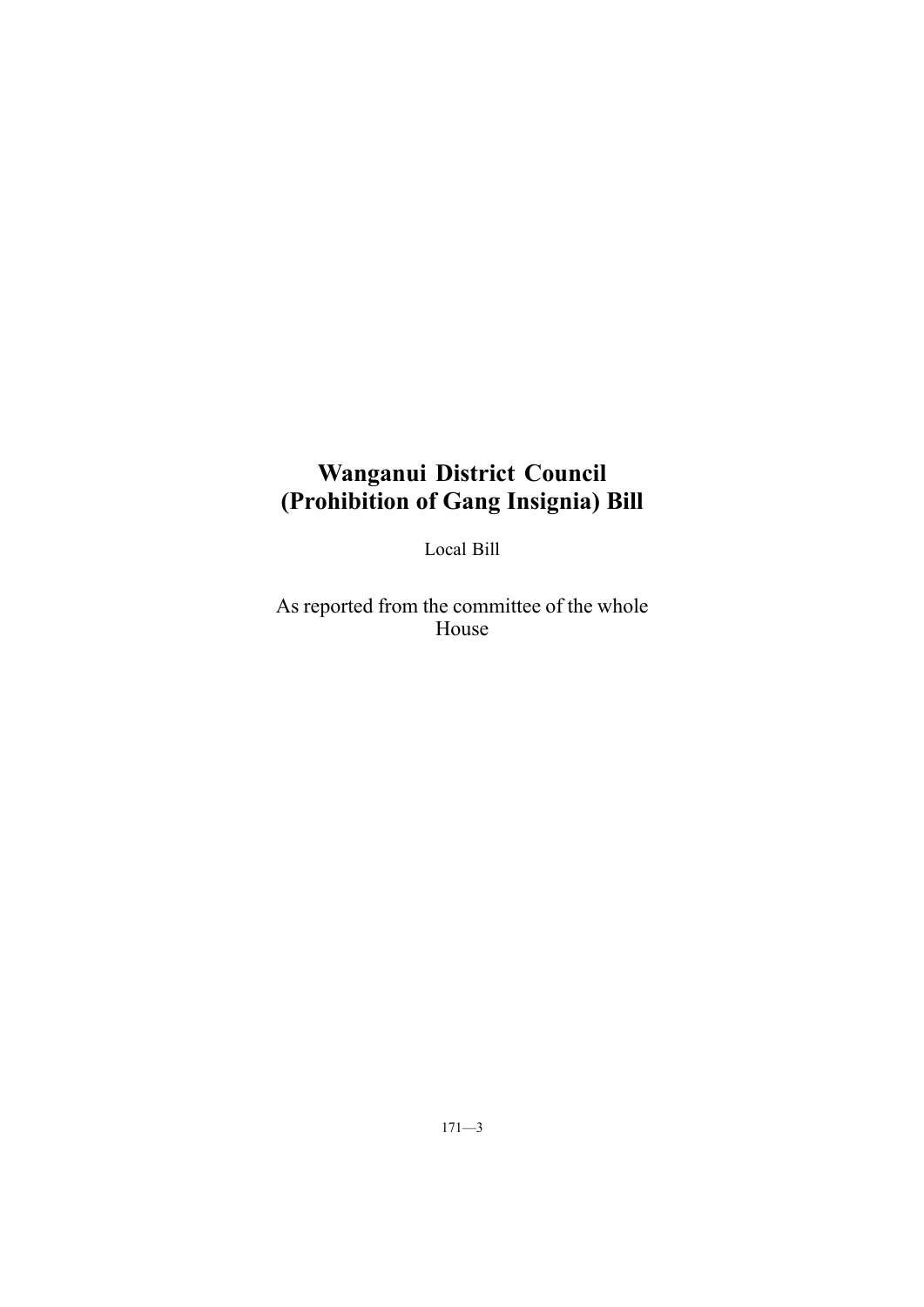# Wanganui District Council (Prohibition of Gang Insignia) Bill

Local Bill

As reported from the committee of the whole House

171—3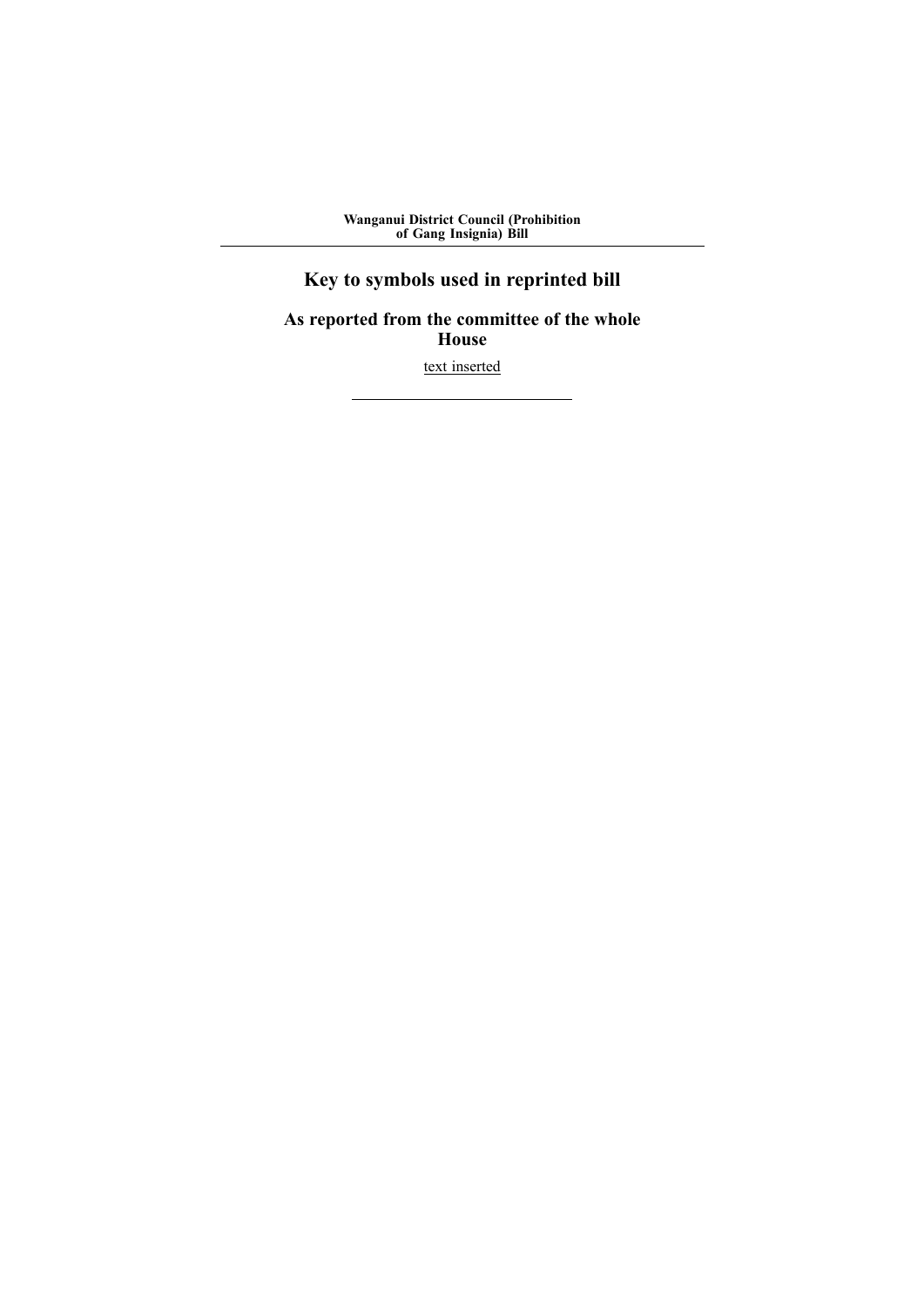**Wanganui District Council (Prohibition of Gang Insignia) Bill**

---

## Key to symbols used in reprinted bill

### As reported from the committee of the whole House

<u>text inserted</u>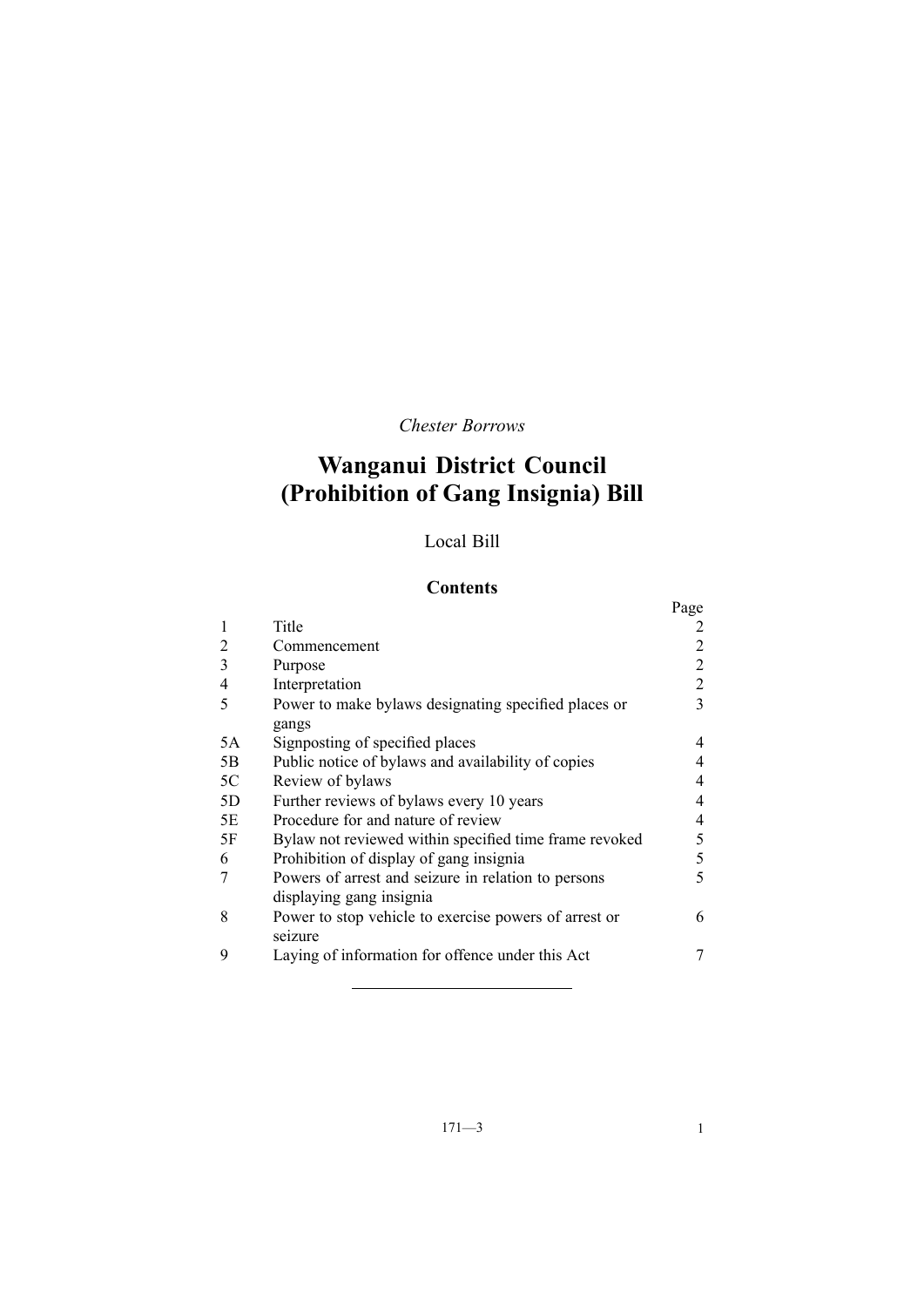*Chester Borrows*

# Wanganui District Council (Prohibition of Gang Insignia) Bill

Local Bill

## Contents

| | | Page |
|---|---|---|
| 1 | Title | 2 |
| 2 | Commencement | 2 |
| 3 | Purpose | 2 |
| 4 | Interpretation | 2 |
| 5 | Power to make bylaws designating specified places or gangs | 3 |
| 5A | Signposting of specified places | 4 |
| 5B | Public notice of bylaws and availability of copies | 4 |
| 5C | Review of bylaws | 4 |
| 5D | Further reviews of bylaws every 10 years | 4 |
| 5E | Procedure for and nature of review | 4 |
| 5F | Bylaw not reviewed within specified time frame revoked | 5 |
| 6 | Prohibition of display of gang insignia | 5 |
| 7 | Powers of arrest and seizure in relation to persons displaying gang insignia | 5 |
| 8 | Power to stop vehicle to exercise powers of arrest or seizure | 6 |
| 9 | Laying of information for offence under this Act | 7 |

171—3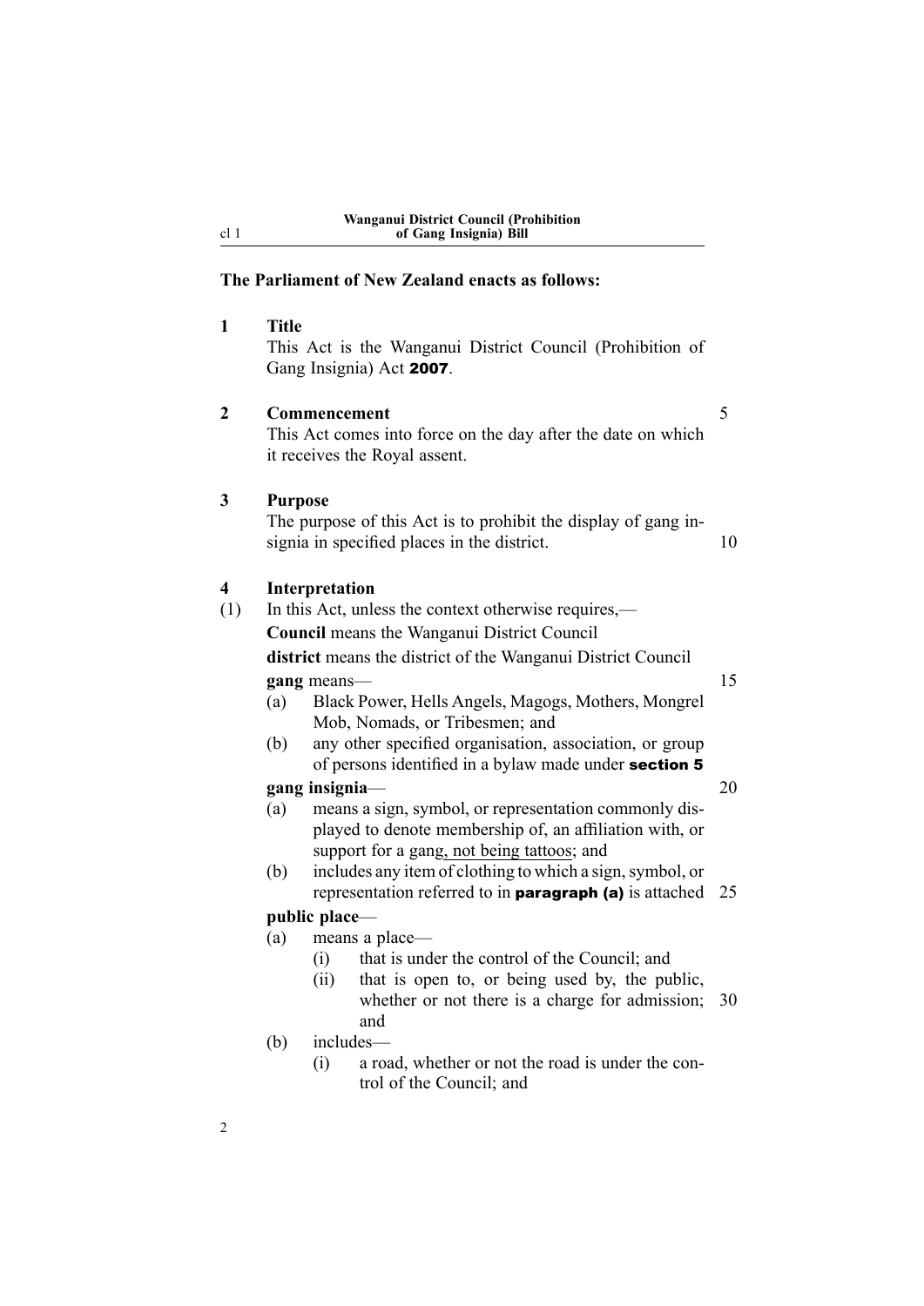**The Parliament of New Zealand enacts as follows:**

**1 Title**

This Act is the Wanganui District Council (Prohibition of Gang Insignia) Act **2007**.

**2 Commencement**

This Act comes into force on the day after the date on which it receives the Royal assent.

**3 Purpose**

The purpose of this Act is to prohibit the display of gang insignia in specified places in the district.

**4 Interpretation**

(1) In this Act, unless the context otherwise requires,—

**Council** means the Wanganui District Council

**district** means the district of the Wanganui District Council

**gang** means—

- (a) Black Power, Hells Angels, Magogs, Mothers, Mongrel Mob, Nomads, or Tribesmen; and
- (b) any other specified organisation, association, or group of persons identified in a bylaw made under **section 5**

**gang insignia**—

- (a) means a sign, symbol, or representation commonly displayed to denote membership of, an affiliation with, or support for a gang, not being tattoos; and
- (b) includes any item of clothing to which a sign, symbol, or representation referred to in **paragraph (a)** is attached

**public place**—

- (a) means a place—
    - (i) that is under the control of the Council; and
    - (ii) that is open to, or being used by, the public, whether or not there is a charge for admission; and
- (b) includes—
    - (i) a road, whether or not the road is under the control of the Council; and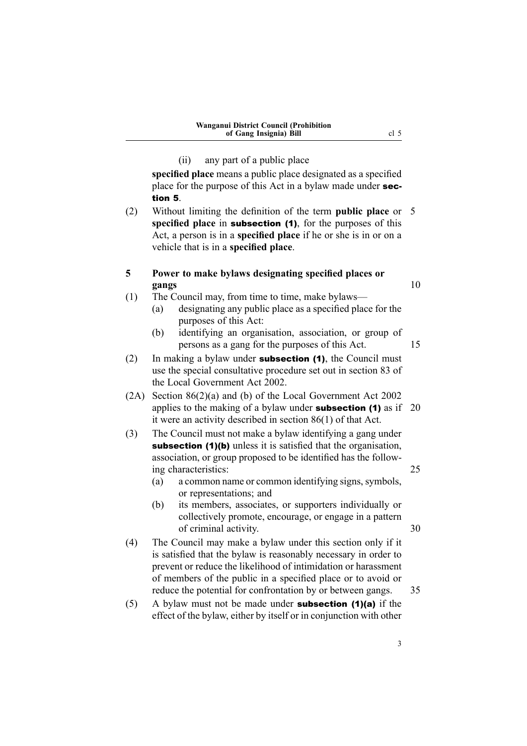(ii) any part of a public place

**specified place** means a public place designated as a specified place for the purpose of this Act in a bylaw made under **section 5**.

(2) Without limiting the definition of the term **public place** or **specified place** in **subsection (1)**, for the purposes of this Act, a person is in a **specified place** if he or she is in or on a vehicle that is in a **specified place**.

### 5 Power to make bylaws designating specified places or gangs

(1) The Council may, from time to time, make bylaws—

- (a) designating any public place as a specified place for the purposes of this Act:
- (b) identifying an organisation, association, or group of persons as a gang for the purposes of this Act.

(2) In making a bylaw under **subsection (1)**, the Council must use the special consultative procedure set out in section 83 of the Local Government Act 2002.

(2A) Section 86(2)(a) and (b) of the Local Government Act 2002 applies to the making of a bylaw under **subsection (1)** as if it were an activity described in section 86(1) of that Act.

(3) The Council must not make a bylaw identifying a gang under **subsection (1)(b)** unless it is satisfied that the organisation, association, or group proposed to be identified has the following characteristics:

- (a) a common name or common identifying signs, symbols, or representations; and
- (b) its members, associates, or supporters individually or collectively promote, encourage, or engage in a pattern of criminal activity.

(4) The Council may make a bylaw under this section only if it is satisfied that the bylaw is reasonably necessary in order to prevent or reduce the likelihood of intimidation or harassment of members of the public in a specified place or to avoid or reduce the potential for confrontation by or between gangs.

(5) A bylaw must not be made under **subsection (1)(a)** if the effect of the bylaw, either by itself or in conjunction with other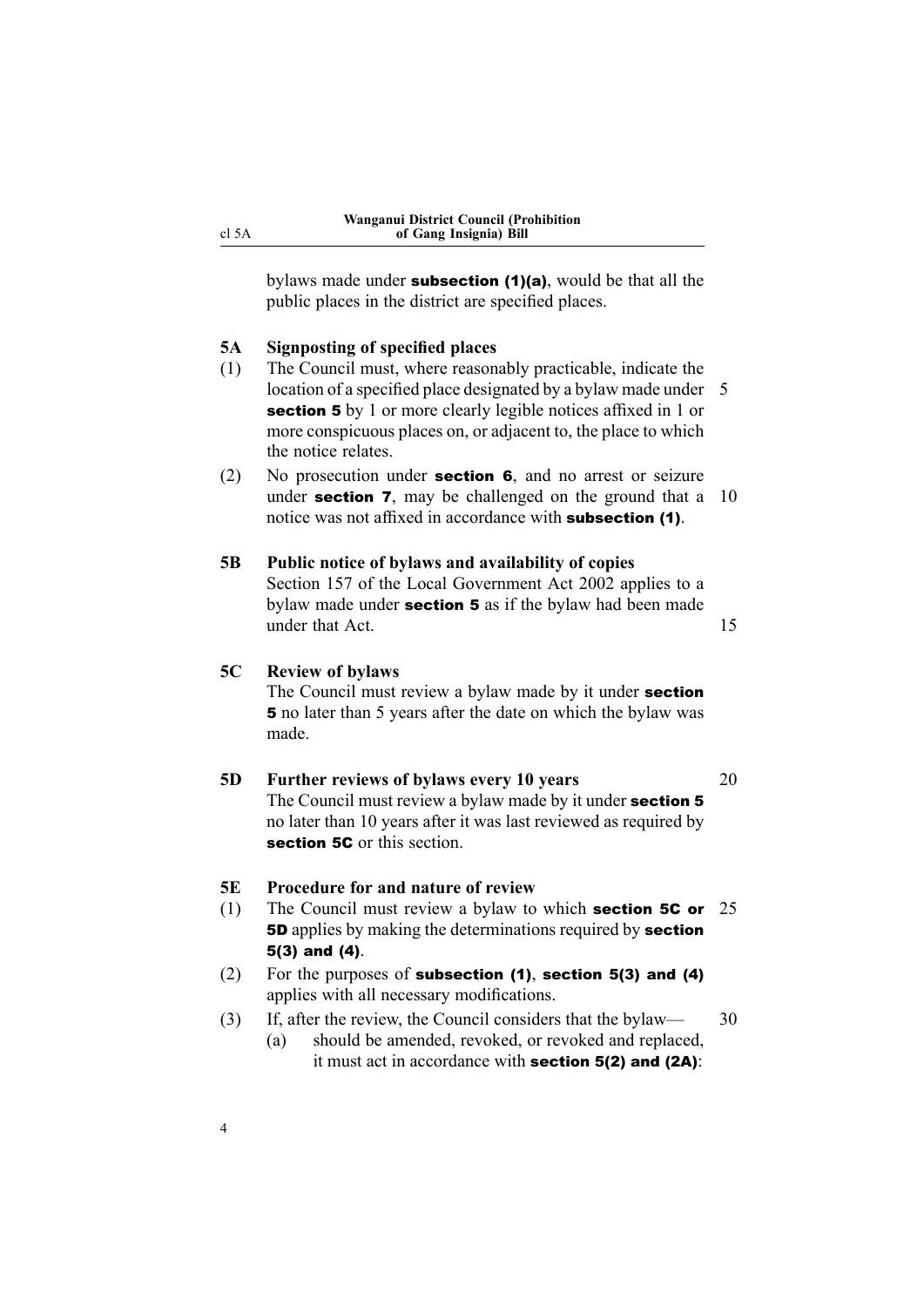bylaws made under **subsection (1)(a)**, would be that all the public places in the district are specified places.

### 5A Signposting of specified places

(1) The Council must, where reasonably practicable, indicate the location of a specified place designated by a bylaw made under **section 5** by 1 or more clearly legible notices affixed in 1 or more conspicuous places on, or adjacent to, the place to which the notice relates.

(2) No prosecution under **section 6**, and no arrest or seizure under **section 7**, may be challenged on the ground that a notice was not affixed in accordance with **subsection (1)**.

### 5B Public notice of bylaws and availability of copies

Section 157 of the Local Government Act 2002 applies to a bylaw made under **section 5** as if the bylaw had been made under that Act.

### 5C Review of bylaws

The Council must review a bylaw made by it under **section 5** no later than 5 years after the date on which the bylaw was made.

### 5D Further reviews of bylaws every 10 years

The Council must review a bylaw made by it under **section 5** no later than 10 years after it was last reviewed as required by **section 5C** or this section.

### 5E Procedure for and nature of review

(1) The Council must review a bylaw to which **section 5C or 5D** applies by making the determinations required by **section 5(3) and (4)**.

(2) For the purposes of **subsection (1)**, **section 5(3) and (4)** applies with all necessary modifications.

(3) If, after the review, the Council considers that the bylaw—

(a) should be amended, revoked, or revoked and replaced, it must act in accordance with **section 5(2) and (2A)**: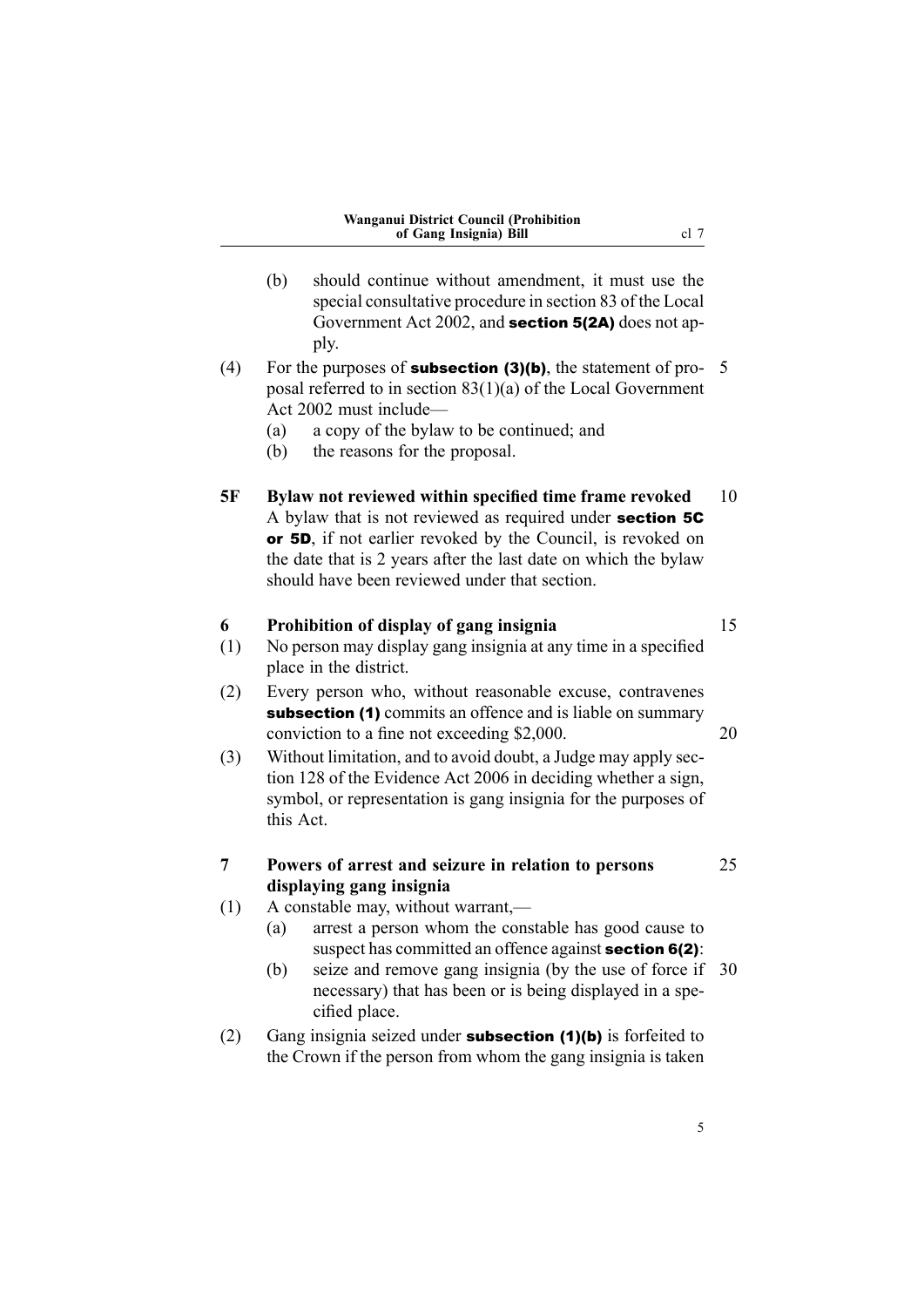(b) should continue without amendment, it must use the special consultative procedure in section 83 of the Local Government Act 2002, and **section 5(2A)** does not apply.

(4) For the purposes of **subsection (3)(b)**, the statement of proposal referred to in section 83(1)(a) of the Local Government Act 2002 must include—

(a) a copy of the bylaw to be continued; and

(b) the reasons for the proposal.

**5F Bylaw not reviewed within specified time frame revoked**

A bylaw that is not reviewed as required under **section 5C or 5D**, if not earlier revoked by the Council, is revoked on the date that is 2 years after the last date on which the bylaw should have been reviewed under that section.

**6 Prohibition of display of gang insignia**

(1) No person may display gang insignia at any time in a specified place in the district.

(2) Every person who, without reasonable excuse, contravenes **subsection (1)** commits an offence and is liable on summary conviction to a fine not exceeding $2,000.

(3) Without limitation, and to avoid doubt, a Judge may apply section 128 of the Evidence Act 2006 in deciding whether a sign, symbol, or representation is gang insignia for the purposes of this Act.

**7 Powers of arrest and seizure in relation to persons displaying gang insignia**

(1) A constable may, without warrant,—

(a) arrest a person whom the constable has good cause to suspect has committed an offence against **section 6(2)**:

(b) seize and remove gang insignia (by the use of force if necessary) that has been or is being displayed in a specified place.

(2) Gang insignia seized under **subsection (1)(b)** is forfeited to the Crown if the person from whom the gang insignia is taken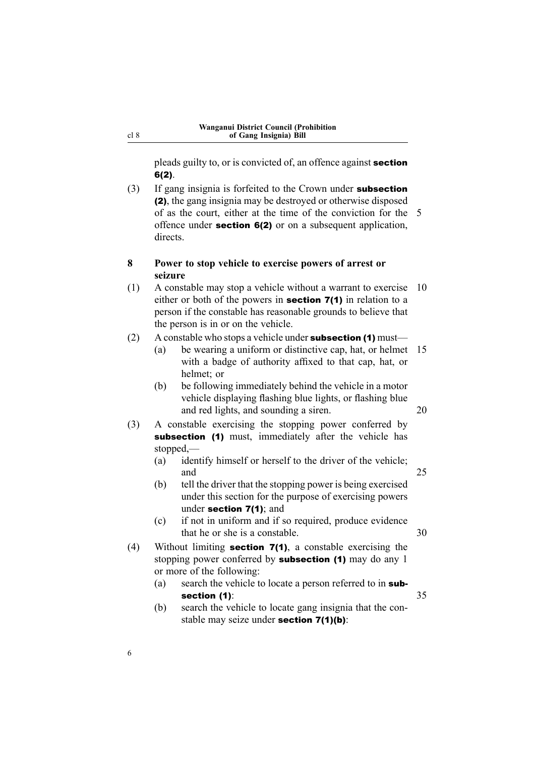pleads guilty to, or is convicted of, an offence against **section 6(2)**.

(3) If gang insignia is forfeited to the Crown under **subsection (2)**, the gang insignia may be destroyed or otherwise disposed of as the court, either at the time of the conviction for the offence under **section 6(2)** or on a subsequent application, directs.

**8 Power to stop vehicle to exercise powers of arrest or seizure**

(1) A constable may stop a vehicle without a warrant to exercise either or both of the powers in **section 7(1)** in relation to a person if the constable has reasonable grounds to believe that the person is in or on the vehicle.

(2) A constable who stops a vehicle under **subsection (1)** must—

- (a) be wearing a uniform or distinctive cap, hat, or helmet with a badge of authority affixed to that cap, hat, or helmet; or
- (b) be following immediately behind the vehicle in a motor vehicle displaying flashing blue lights, or flashing blue and red lights, and sounding a siren.

(3) A constable exercising the stopping power conferred by **subsection (1)** must, immediately after the vehicle has stopped,—

- (a) identify himself or herself to the driver of the vehicle; and
- (b) tell the driver that the stopping power is being exercised under this section for the purpose of exercising powers under **section 7(1)**; and
- (c) if not in uniform and if so required, produce evidence that he or she is a constable.

(4) Without limiting **section 7(1)**, a constable exercising the stopping power conferred by **subsection (1)** may do any 1 or more of the following:

- (a) search the vehicle to locate a person referred to in **subsection (1)**:
- (b) search the vehicle to locate gang insignia that the constable may seize under **section 7(1)(b)**: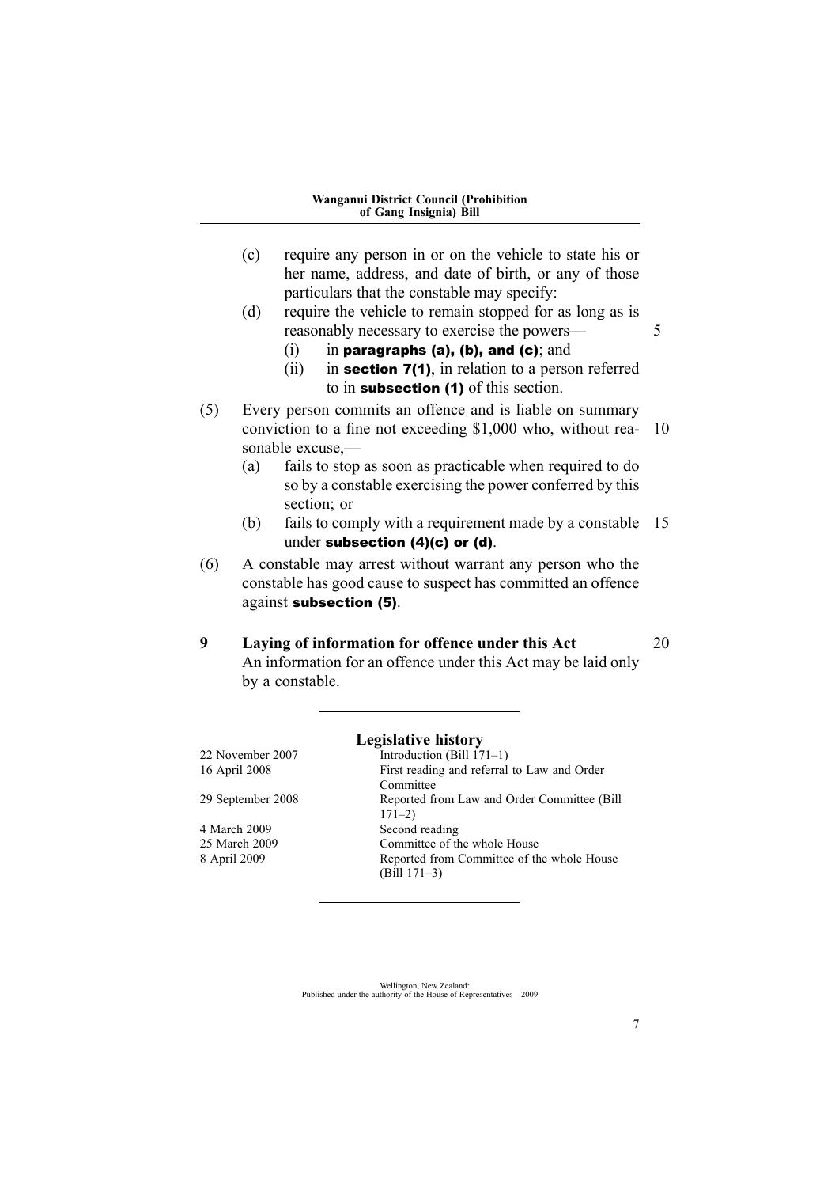(c) require any person in or on the vehicle to state his or her name, address, and date of birth, or any of those particulars that the constable may specify:

(d) require the vehicle to remain stopped for as long as is reasonably necessary to exercise the powers—

    (i) in **paragraphs (a), (b), and (c)**; and

    (ii) in **section 7(1)**, in relation to a person referred to in **subsection (1)** of this section.

(5) Every person commits an offence and is liable on summary conviction to a fine not exceeding $1,000 who, without reasonable excuse,—

(a) fails to stop as soon as practicable when required to do so by a constable exercising the power conferred by this section; or

(b) fails to comply with a requirement made by a constable under **subsection (4)(c) or (d)**.

(6) A constable may arrest without warrant any person who the constable has good cause to suspect has committed an offence against **subsection (5)**.

**9 Laying of information for offence under this Act**

An information for an offence under this Act may be laid only by a constable.

## Legislative history

| | |
|---|---|
| 22 November 2007 | Introduction (Bill 171–1) |
| 16 April 2008 | First reading and referral to Law and Order Committee |
| 29 September 2008 | Reported from Law and Order Committee (Bill 171–2) |
| 4 March 2009 | Second reading |
| 25 March 2009 | Committee of the whole House |
| 8 April 2009 | Reported from Committee of the whole House (Bill 171–3) |

Wellington, New Zealand:
Published under the authority of the House of Representatives—2009